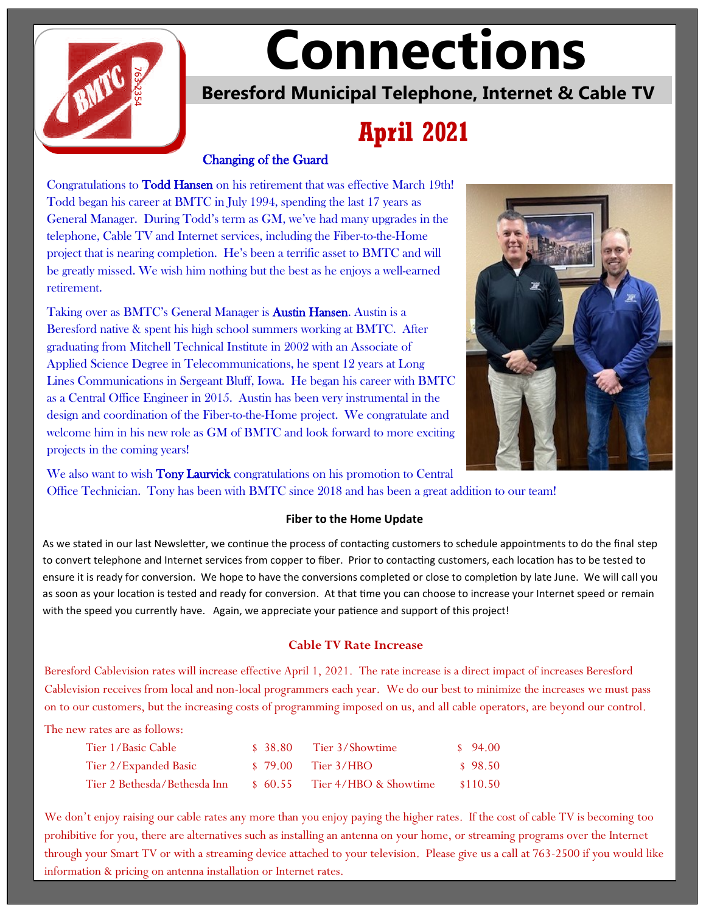# Connections

## Beresford Municipal Telephone, Internet & Cable TV

## April 2021

### Changing of the Guard

Congratulations to **Todd Hansen** on his retirement that was effective March 19th! Todd began his career at BMTC in July 1994, spending the last 17 years as General Manager. During Todd's term as GM, we've had many upgrades in the telephone, Cable TV and Internet services, including the Fiber-to-the-Home project that is nearing completion. He's been a terrific asset to BMTC and will be greatly missed. We wish him nothing but the best as he enjoys a well-earned retirement.

Taking over as BMTC's General Manager is **Austin Hansen**. Austin is a Beresford native & spent his high school summers working at BMTC. After graduating from Mitchell Technical Institute in 2002 with an Associate of Applied Science Degree in Telecommunications, he spent 12 years at Long Lines Communications in Sergeant Bluff, Iowa. He began his career with BMTC as a Central Office Engineer in 2015. Austin has been very instrumental in the design and coordination of the Fiber-to-the-Home project. We congratulate and welcome him in his new role as GM of BMTC and look forward to more exciting projects in the coming years!

We also want to wish **Tony Laurvick** congratulations on his promotion to Central Office Technician. Tony has been with BMTC since 2018 and has been a great addition to our team!

### Fiber to the Home Update

As we stated in our last Newsletter, we continue the process of contacting customers to schedule appointments to do the final step to convert telephone and Internet services from copper to fiber. Prior to contacting customers, each location has to be tested to ensure it is ready for conversion. We hope to have the conversions completed or close to completion by late June. We will call you as soon as your location is tested and ready for conversion. At that time you can choose to increase your Internet speed or remain with the speed you currently have. Again, we appreciate your patience and support of this project!

### Cable TV Rate Increase

Beresford Cablevision rates will increase effective April 1, 2021. The rate increase is a direct impact of increases Beresford Cablevision receives from local and non-local programmers each year. We do our best to minimize the increases we must pass on to our customers, but the increasing costs of programming imposed on us, and all cable operators, are beyond our control.

The new rates are as follows:

| Tier | Rate | Tier | Rate |
|---|---|---|---|
| Tier 1/Basic Cable | $ 38.80 | Tier 3/Showtime | $ 94.00 |
| Tier 2/Expanded Basic | $ 79.00 | Tier 3/HBO | $ 98.50 |
| Tier 2 Bethesda/Bethesda Inn | $ 60.55 | Tier 4/HBO & Showtime | $110.50 |

We don't enjoy raising our cable rates any more than you enjoy paying the higher rates. If the cost of cable TV is becoming too prohibitive for you, there are alternatives such as installing an antenna on your home, or streaming programs over the Internet through your Smart TV or with a streaming device attached to your television. Please give us a call at 763-2500 if you would like information & pricing on antenna installation or Internet rates.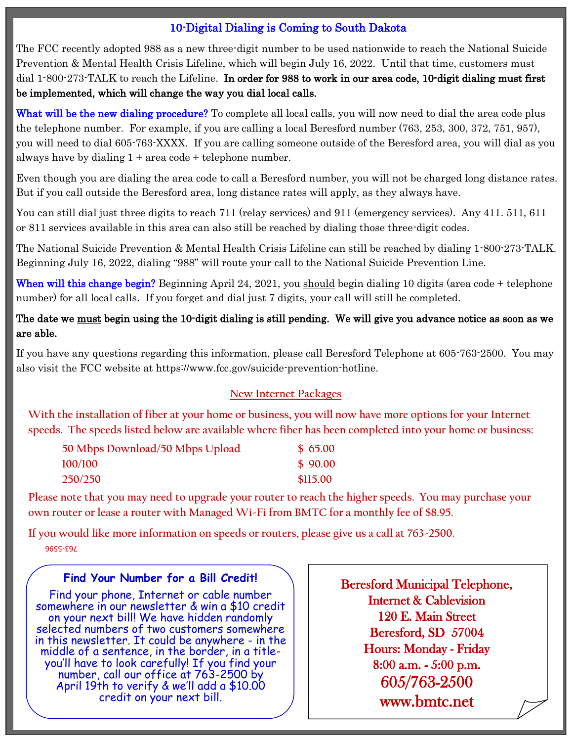## 10-Digital Dialing is Coming to South Dakota

The FCC recently adopted 988 as a new three-digit number to be used nationwide to reach the National Suicide Prevention & Mental Health Crisis Lifeline, which will begin July 16, 2022. Until that time, customers must dial 1-800-273-TALK to reach the Lifeline. **In order for 988 to work in our area code, 10-digit dialing must first be implemented, which will change the way you dial local calls.**

**What will be the new dialing procedure?** To complete all local calls, you will now need to dial the area code plus the telephone number. For example, if you are calling a local Beresford number (763, 253, 300, 372, 751, 957), you will need to dial 605-763-XXXX. If you are calling someone outside of the Beresford area, you will dial as you always have by dialing 1 + area code + telephone number.

Even though you are dialing the area code to call a Beresford number, you will not be charged long distance rates. But if you call outside the Beresford area, long distance rates will apply, as they always have.

You can still dial just three digits to reach 711 (relay services) and 911 (emergency services). Any 411. 511, 611 or 811 services available in this area can also still be reached by dialing those three-digit codes.

The National Suicide Prevention & Mental Health Crisis Lifeline can still be reached by dialing 1-800-273-TALK. Beginning July 16, 2022, dialing "988" will route your call to the National Suicide Prevention Line.

**When will this change begin?** Beginning April 24, 2021, you should begin dialing 10 digits (area code + telephone number) for all local calls. If you forget and dial just 7 digits, your call will still be completed.

**The date we must begin using the 10-digit dialing is still pending. We will give you advance notice as soon as we are able.**

If you have any questions regarding this information, please call Beresford Telephone at 605-763-2500. You may also visit the FCC website at https://www.fcc.gov/suicide-prevention-hotline.

## New Internet Packages

With the installation of fiber at your home or business, you will now have more options for your Internet speeds. The speeds listed below are available where fiber has been completed into your home or business:

| | |
|---|---|
| 50 Mbps Download/50 Mbps Upload | $ 65.00 |
| 100/100 | $ 90.00 |
| 250/250 | $115.00 |

Please note that you may need to upgrade your router to reach the higher speeds. You may purchase your own router or lease a router with Managed Wi-Fi from BMTC for a monthly fee of $8.95.

If you would like more information on speeds or routers, please give us a call at 763-2500.

763-5596

**Find Your Number for a Bill Credit!**

Find your phone, Internet or cable number somewhere in our newsletter & win a $10 credit on your next bill! We have hidden randomly selected numbers of two customers somewhere in this newsletter. It could be anywhere - in the middle of a sentence, in the border, in a title- you'll have to look carefully! If you find your number, call our office at 763-2500 by April 19th to verify & we'll add a $10.00 credit on your next bill.

**Beresford Municipal Telephone, Internet & Cablevision**
120 E. Main Street
Beresford, SD 57004
Hours: Monday - Friday
8:00 a.m. - 5:00 p.m.
605/763-2500
www.bmtc.net